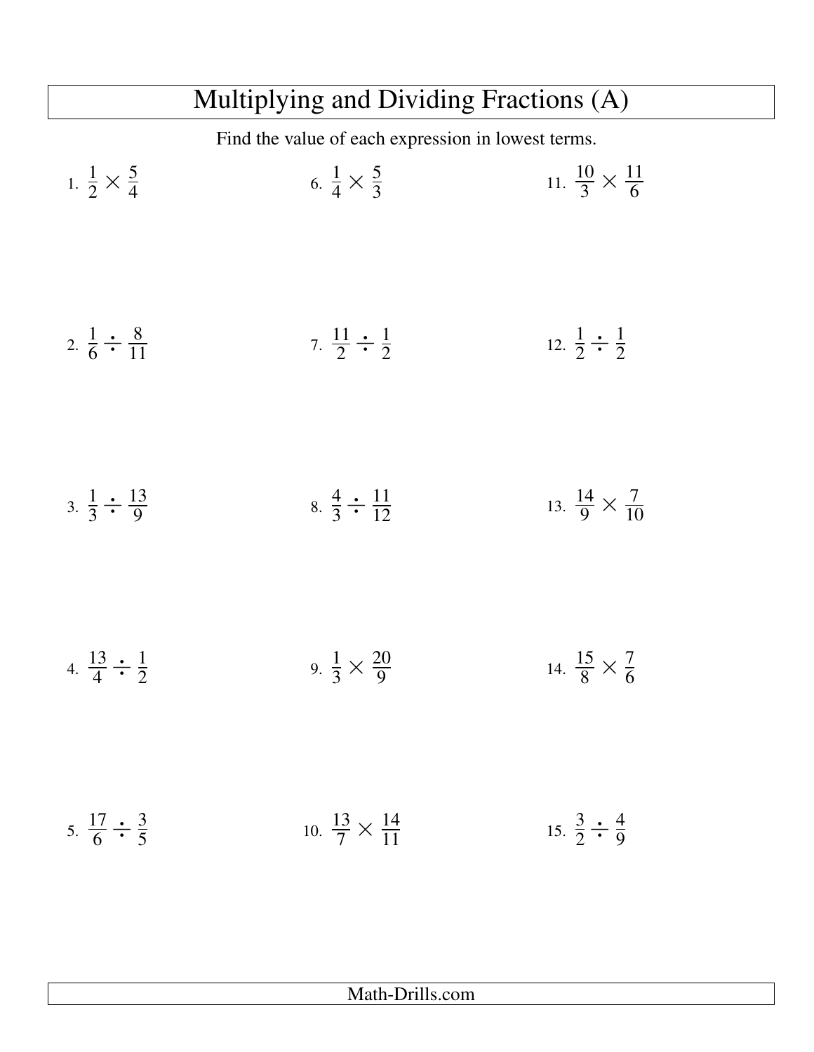# Multiplying and Dividing Fractions (A)

Find the value of each expression in lowest terms.

1. $\frac{1}{2} \times \frac{5}{4}$

2. $\frac{1}{6} \div \frac{8}{11}$

3. $\frac{1}{3} \div \frac{13}{9}$

4. $\frac{13}{4} \div \frac{1}{2}$

5. $\frac{17}{6} \div \frac{3}{5}$

6. $\frac{1}{4} \times \frac{5}{3}$

7. $\frac{11}{2} \div \frac{1}{2}$

8. $\frac{4}{3} \div \frac{11}{12}$

9. $\frac{1}{3} \times \frac{20}{9}$

10. $\frac{13}{7} \times \frac{14}{11}$

11. $\frac{10}{3} \times \frac{11}{6}$

12. $\frac{1}{2} \div \frac{1}{2}$

13. $\frac{14}{9} \times \frac{7}{10}$

14. $\frac{15}{8} \times \frac{7}{6}$

15. $\frac{3}{2} \div \frac{4}{9}$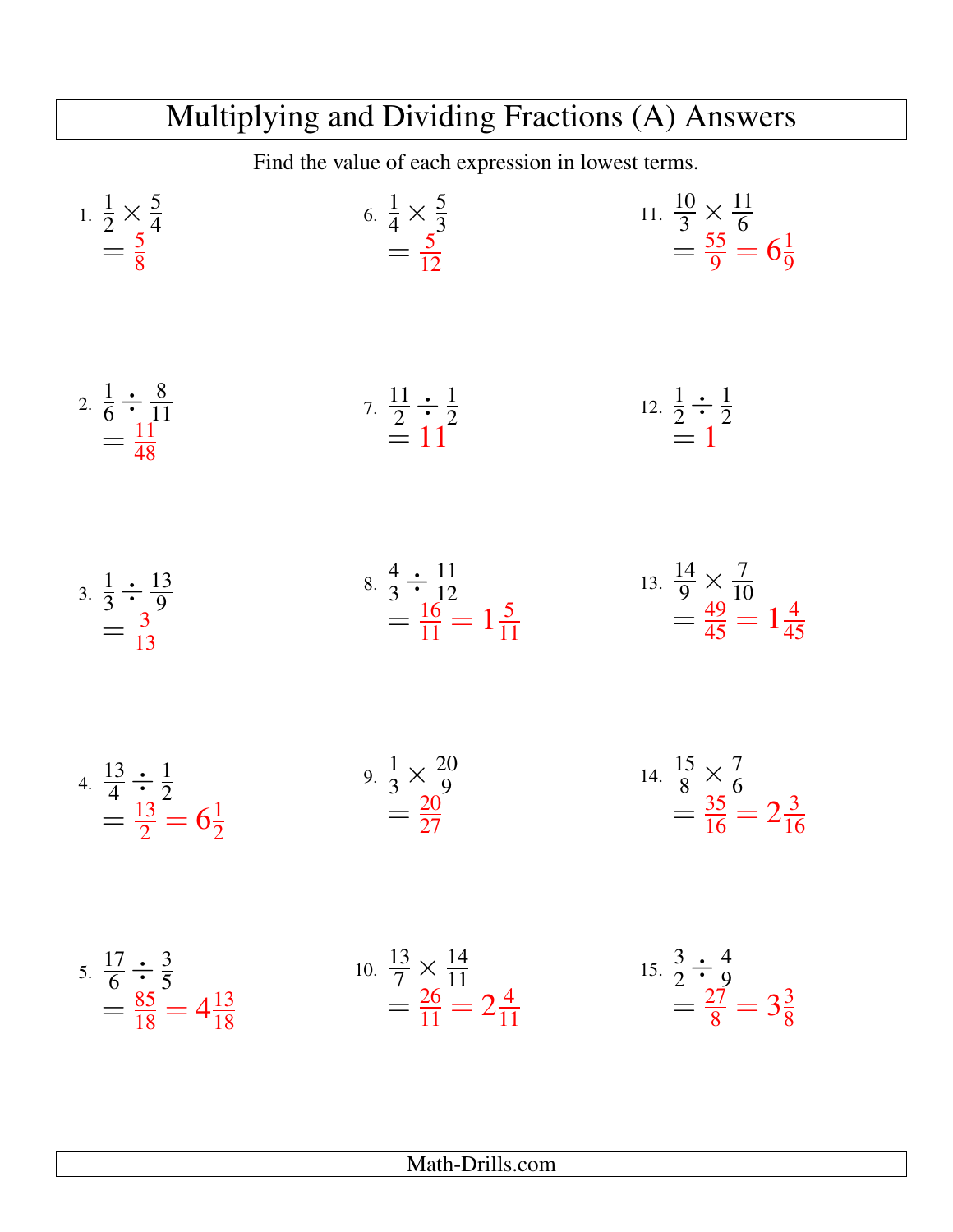# Multiplying and Dividing Fractions (A) Answers

Find the value of each expression in lowest terms.

1. $\frac{1}{2} \times \frac{5}{4}$
$= \frac{5}{8}$

2. $\frac{1}{6} \div \frac{8}{11}$
$= \frac{11}{48}$

3. $\frac{1}{3} \div \frac{13}{9}$
$= \frac{3}{13}$

4. $\frac{13}{4} \div \frac{1}{2}$
$= \frac{13}{2} = 6\frac{1}{2}$

5. $\frac{17}{6} \div \frac{3}{5}$
$= \frac{85}{18} = 4\frac{13}{18}$

6. $\frac{1}{4} \times \frac{5}{3}$
$= \frac{5}{12}$

7. $\frac{11}{2} \div \frac{1}{2}$
$= 11$

8. $\frac{4}{3} \div \frac{11}{12}$
$= \frac{16}{11} = 1\frac{5}{11}$

9. $\frac{1}{3} \times \frac{20}{9}$
$= \frac{20}{27}$

10. $\frac{13}{7} \times \frac{14}{11}$
$= \frac{26}{11} = 2\frac{4}{11}$

11. $\frac{10}{3} \times \frac{11}{6}$
$= \frac{55}{9} = 6\frac{1}{9}$

12. $\frac{1}{2} \div \frac{1}{2}$
$= 1$

13. $\frac{14}{9} \times \frac{7}{10}$
$= \frac{49}{45} = 1\frac{4}{45}$

14. $\frac{15}{8} \times \frac{7}{6}$
$= \frac{35}{16} = 2\frac{3}{16}$

15. $\frac{3}{2} \div \frac{4}{9}$
$= \frac{27}{8} = 3\frac{3}{8}$

Math-Drills.com